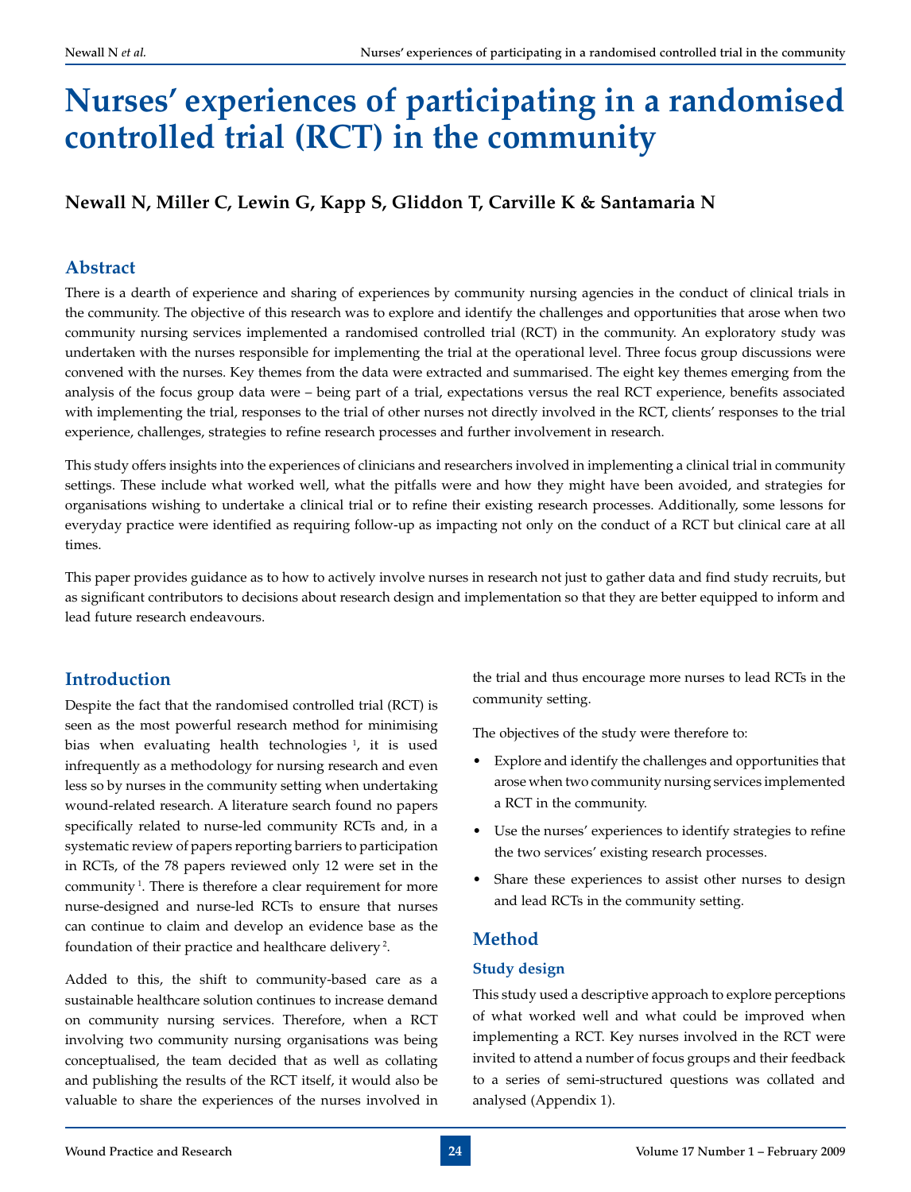# Nurses' experiences of participating in a randomised controlled trial (RCT) in the community

**Newall N, Miller C, Lewin G, Kapp S, Gliddon T, Carville K & Santamaria N**

## Abstract

There is a dearth of experience and sharing of experiences by community nursing agencies in the conduct of clinical trials in the community. The objective of this research was to explore and identify the challenges and opportunities that arose when two community nursing services implemented a randomised controlled trial (RCT) in the community. An exploratory study was undertaken with the nurses responsible for implementing the trial at the operational level. Three focus group discussions were convened with the nurses. Key themes from the data were extracted and summarised. The eight key themes emerging from the analysis of the focus group data were – being part of a trial, expectations versus the real RCT experience, benefits associated with implementing the trial, responses to the trial of other nurses not directly involved in the RCT, clients' responses to the trial experience, challenges, strategies to refine research processes and further involvement in research.

This study offers insights into the experiences of clinicians and researchers involved in implementing a clinical trial in community settings. These include what worked well, what the pitfalls were and how they might have been avoided, and strategies for organisations wishing to undertake a clinical trial or to refine their existing research processes. Additionally, some lessons for everyday practice were identified as requiring follow-up as impacting not only on the conduct of a RCT but clinical care at all times.

This paper provides guidance as to how to actively involve nurses in research not just to gather data and find study recruits, but as significant contributors to decisions about research design and implementation so that they are better equipped to inform and lead future research endeavours.

## Introduction

Despite the fact that the randomised controlled trial (RCT) is seen as the most powerful research method for minimising bias when evaluating health technologies [1], it is used infrequently as a methodology for nursing research and even less so by nurses in the community setting when undertaking wound-related research. A literature search found no papers specifically related to nurse-led community RCTs and, in a systematic review of papers reporting barriers to participation in RCTs, of the 78 papers reviewed only 12 were set in the community [1]. There is therefore a clear requirement for more nurse-designed and nurse-led RCTs to ensure that nurses can continue to claim and develop an evidence base as the foundation of their practice and healthcare delivery [2].

Added to this, the shift to community-based care as a sustainable healthcare solution continues to increase demand on community nursing services. Therefore, when a RCT involving two community nursing organisations was being conceptualised, the team decided that as well as collating and publishing the results of the RCT itself, it would also be valuable to share the experiences of the nurses involved in the trial and thus encourage more nurses to lead RCTs in the community setting.

The objectives of the study were therefore to:

- Explore and identify the challenges and opportunities that arose when two community nursing services implemented a RCT in the community.
- Use the nurses' experiences to identify strategies to refine the two services' existing research processes.
- Share these experiences to assist other nurses to design and lead RCTs in the community setting.

## Method

### Study design

This study used a descriptive approach to explore perceptions of what worked well and what could be improved when implementing a RCT. Key nurses involved in the RCT were invited to attend a number of focus groups and their feedback to a series of semi-structured questions was collated and analysed (Appendix 1).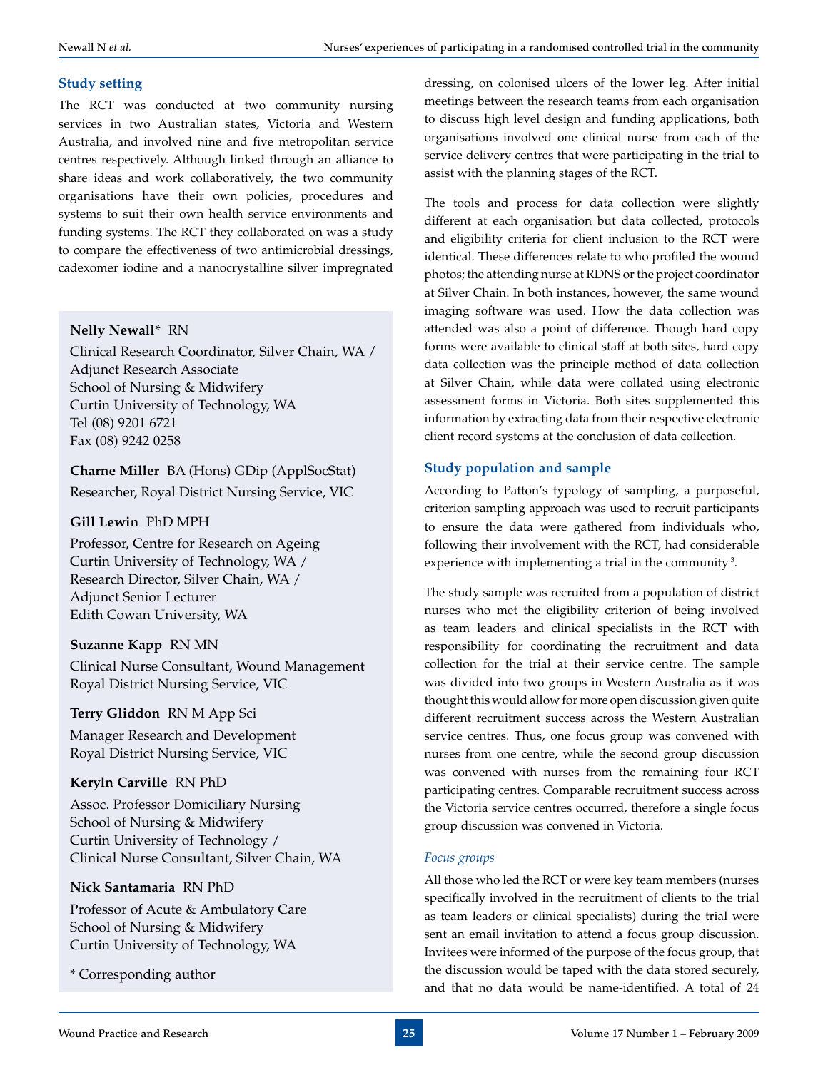## Study setting

The RCT was conducted at two community nursing services in two Australian states, Victoria and Western Australia, and involved nine and five metropolitan service centres respectively. Although linked through an alliance to share ideas and work collaboratively, the two community organisations have their own policies, procedures and systems to suit their own health service environments and funding systems. The RCT they collaborated on was a study to compare the effectiveness of two antimicrobial dressings, cadexomer iodine and a nanocrystalline silver impregnated dressing, on colonised ulcers of the lower leg. After initial meetings between the research teams from each organisation to discuss high level design and funding applications, both organisations involved one clinical nurse from each of the service delivery centres that were participating in the trial to assist with the planning stages of the RCT.

The tools and process for data collection were slightly different at each organisation but data collected, protocols and eligibility criteria for client inclusion to the RCT were identical. These differences relate to who profiled the wound photos; the attending nurse at RDNS or the project coordinator at Silver Chain. In both instances, however, the same wound imaging software was used. How the data collection was attended was also a point of difference. Though hard copy forms were available to clinical staff at both sites, hard copy data collection was the principle method of data collection at Silver Chain, while data were collated using electronic assessment forms in Victoria. Both sites supplemented this information by extracting data from their respective electronic client record systems at the conclusion of data collection.

**Nelly Newall*** RN
Clinical Research Coordinator, Silver Chain, WA /
Adjunct Research Associate
School of Nursing & Midwifery
Curtin University of Technology, WA
Tel (08) 9201 6721
Fax (08) 9242 0258

**Charne Miller** BA (Hons) GDip (ApplSocStat)
Researcher, Royal District Nursing Service, VIC

**Gill Lewin** PhD MPH
Professor, Centre for Research on Ageing
Curtin University of Technology, WA /
Research Director, Silver Chain, WA /
Adjunct Senior Lecturer
Edith Cowan University, WA

**Suzanne Kapp** RN MN
Clinical Nurse Consultant, Wound Management
Royal District Nursing Service, VIC

**Terry Gliddon** RN M App Sci
Manager Research and Development
Royal District Nursing Service, VIC

**Keryln Carville** RN PhD
Assoc. Professor Domiciliary Nursing
School of Nursing & Midwifery
Curtin University of Technology /
Clinical Nurse Consultant, Silver Chain, WA

**Nick Santamaria** RN PhD
Professor of Acute & Ambulatory Care
School of Nursing & Midwifery
Curtin University of Technology, WA

* Corresponding author

## Study population and sample

According to Patton's typology of sampling, a purposeful, criterion sampling approach was used to recruit participants to ensure the data were gathered from individuals who, following their involvement with the RCT, had considerable experience with implementing a trial in the community [3].

The study sample was recruited from a population of district nurses who met the eligibility criterion of being involved as team leaders and clinical specialists in the RCT with responsibility for coordinating the recruitment and data collection for the trial at their service centre. The sample was divided into two groups in Western Australia as it was thought this would allow for more open discussion given quite different recruitment success across the Western Australian service centres. Thus, one focus group was convened with nurses from one centre, while the second group discussion was convened with nurses from the remaining four RCT participating centres. Comparable recruitment success across the Victoria service centres occurred, therefore a single focus group discussion was convened in Victoria.

### *Focus groups*

All those who led the RCT or were key team members (nurses specifically involved in the recruitment of clients to the trial as team leaders or clinical specialists) during the trial were sent an email invitation to attend a focus group discussion. Invitees were informed of the purpose of the focus group, that the discussion would be taped with the data stored securely, and that no data would be name-identified. A total of 24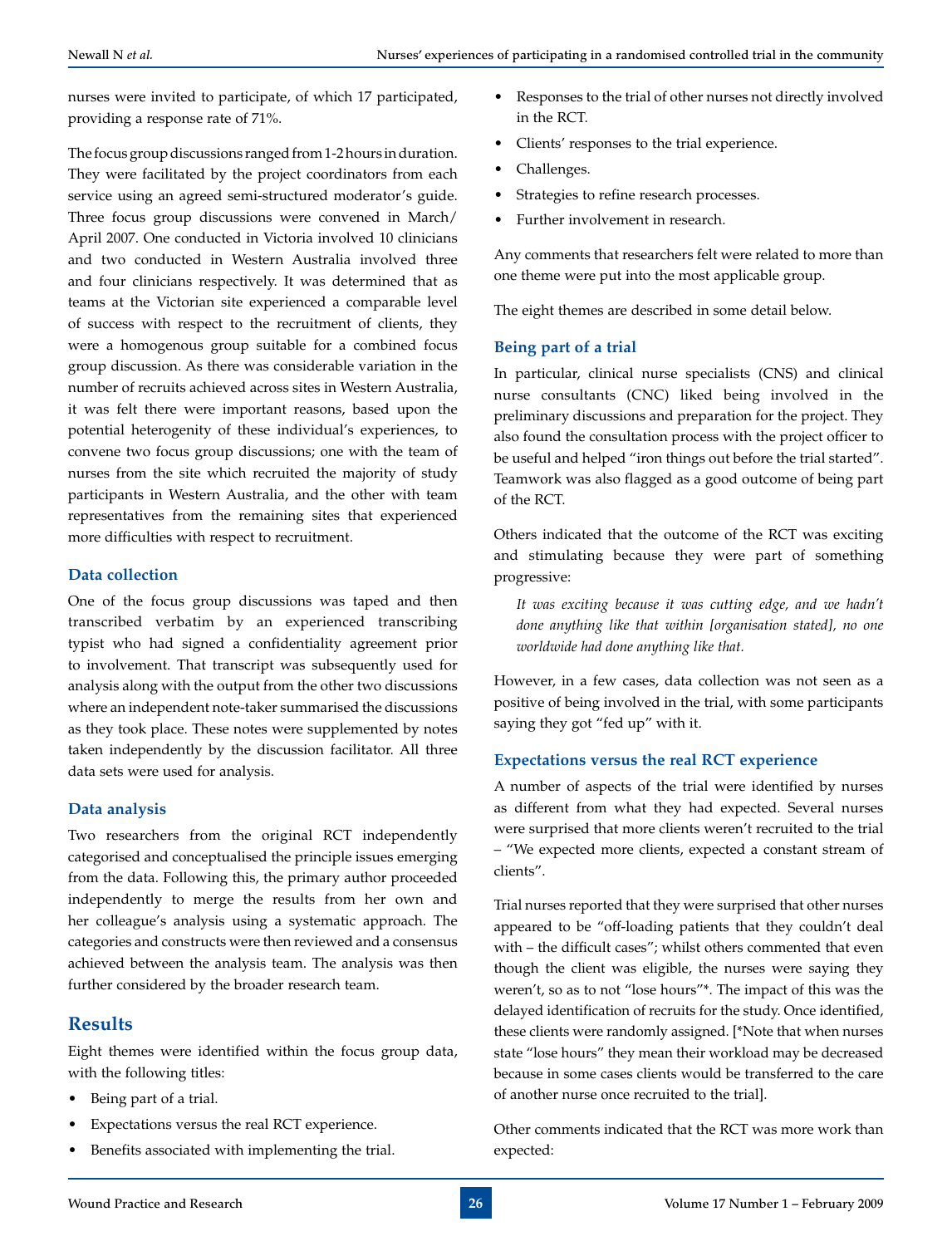nurses were invited to participate, of which 17 participated, providing a response rate of 71%.

The focus group discussions ranged from 1-2 hours in duration. They were facilitated by the project coordinators from each service using an agreed semi-structured moderator's guide. Three focus group discussions were convened in March/April 2007. One conducted in Victoria involved 10 clinicians and two conducted in Western Australia involved three and four clinicians respectively. It was determined that as teams at the Victorian site experienced a comparable level of success with respect to the recruitment of clients, they were a homogenous group suitable for a combined focus group discussion. As there was considerable variation in the number of recruits achieved across sites in Western Australia, it was felt there were important reasons, based upon the potential heterogenity of these individual's experiences, to convene two focus group discussions; one with the team of nurses from the site which recruited the majority of study participants in Western Australia, and the other with team representatives from the remaining sites that experienced more difficulties with respect to recruitment.

### Data collection

One of the focus group discussions was taped and then transcribed verbatim by an experienced transcribing typist who had signed a confidentiality agreement prior to involvement. That transcript was subsequently used for analysis along with the output from the other two discussions where an independent note-taker summarised the discussions as they took place. These notes were supplemented by notes taken independently by the discussion facilitator. All three data sets were used for analysis.

### Data analysis

Two researchers from the original RCT independently categorised and conceptualised the principle issues emerging from the data. Following this, the primary author proceeded independently to merge the results from her own and her colleague's analysis using a systematic approach. The categories and constructs were then reviewed and a consensus achieved between the analysis team. The analysis was then further considered by the broader research team.

## Results

Eight themes were identified within the focus group data, with the following titles:

- Being part of a trial.
- Expectations versus the real RCT experience.
- Benefits associated with implementing the trial.
- Responses to the trial of other nurses not directly involved in the RCT.
- Clients' responses to the trial experience.
- Challenges.
- Strategies to refine research processes.
- Further involvement in research.

Any comments that researchers felt were related to more than one theme were put into the most applicable group.

The eight themes are described in some detail below.

### Being part of a trial

In particular, clinical nurse specialists (CNS) and clinical nurse consultants (CNC) liked being involved in the preliminary discussions and preparation for the project. They also found the consultation process with the project officer to be useful and helped "iron things out before the trial started". Teamwork was also flagged as a good outcome of being part of the RCT.

Others indicated that the outcome of the RCT was exciting and stimulating because they were part of something progressive:

> *It was exciting because it was cutting edge, and we hadn't done anything like that within [organisation stated], no one worldwide had done anything like that.*

However, in a few cases, data collection was not seen as a positive of being involved in the trial, with some participants saying they got "fed up" with it.

### Expectations versus the real RCT experience

A number of aspects of the trial were identified by nurses as different from what they had expected. Several nurses were surprised that more clients weren't recruited to the trial – "We expected more clients, expected a constant stream of clients".

Trial nurses reported that they were surprised that other nurses appeared to be "off-loading patients that they couldn't deal with – the difficult cases"; whilst others commented that even though the client was eligible, the nurses were saying they weren't, so as to not "lose hours"*. The impact of this was the delayed identification of recruits for the study. Once identified, these clients were randomly assigned. [*Note that when nurses state "lose hours" they mean their workload may be decreased because in some cases clients would be transferred to the care of another nurse once recruited to the trial].

Other comments indicated that the RCT was more work than expected: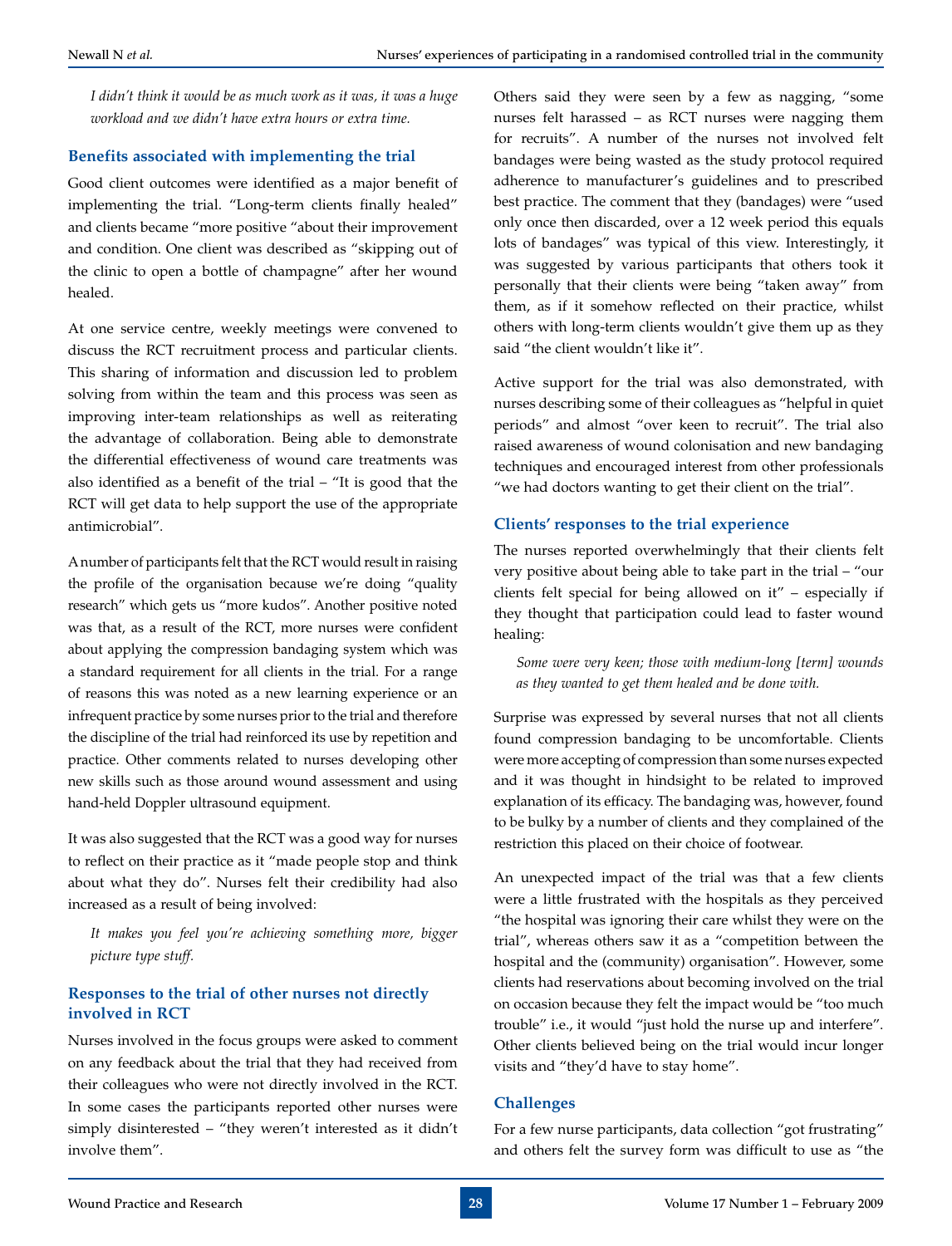*I didn't think it would be as much work as it was, it was a huge workload and we didn't have extra hours or extra time.*

### Benefits associated with implementing the trial

Good client outcomes were identified as a major benefit of implementing the trial. "Long-term clients finally healed" and clients became "more positive "about their improvement and condition. One client was described as "skipping out of the clinic to open a bottle of champagne" after her wound healed.

At one service centre, weekly meetings were convened to discuss the RCT recruitment process and particular clients. This sharing of information and discussion led to problem solving from within the team and this process was seen as improving inter-team relationships as well as reiterating the advantage of collaboration. Being able to demonstrate the differential effectiveness of wound care treatments was also identified as a benefit of the trial – "It is good that the RCT will get data to help support the use of the appropriate antimicrobial".

A number of participants felt that the RCT would result in raising the profile of the organisation because we're doing "quality research" which gets us "more kudos". Another positive noted was that, as a result of the RCT, more nurses were confident about applying the compression bandaging system which was a standard requirement for all clients in the trial. For a range of reasons this was noted as a new learning experience or an infrequent practice by some nurses prior to the trial and therefore the discipline of the trial had reinforced its use by repetition and practice. Other comments related to nurses developing other new skills such as those around wound assessment and using hand-held Doppler ultrasound equipment.

It was also suggested that the RCT was a good way for nurses to reflect on their practice as it "made people stop and think about what they do". Nurses felt their credibility had also increased as a result of being involved:

*It makes you feel you're achieving something more, bigger picture type stuff.*

### Responses to the trial of other nurses not directly involved in RCT

Nurses involved in the focus groups were asked to comment on any feedback about the trial that they had received from their colleagues who were not directly involved in the RCT. In some cases the participants reported other nurses were simply disinterested – "they weren't interested as it didn't involve them".

Others said they were seen by a few as nagging, "some nurses felt harassed – as RCT nurses were nagging them for recruits". A number of the nurses not involved felt bandages were being wasted as the study protocol required adherence to manufacturer's guidelines and to prescribed best practice. The comment that they (bandages) were "used only once then discarded, over a 12 week period this equals lots of bandages" was typical of this view. Interestingly, it was suggested by various participants that others took it personally that their clients were being "taken away" from them, as if it somehow reflected on their practice, whilst others with long-term clients wouldn't give them up as they said "the client wouldn't like it".

Active support for the trial was also demonstrated, with nurses describing some of their colleagues as "helpful in quiet periods" and almost "over keen to recruit". The trial also raised awareness of wound colonisation and new bandaging techniques and encouraged interest from other professionals "we had doctors wanting to get their client on the trial".

### Clients' responses to the trial experience

The nurses reported overwhelmingly that their clients felt very positive about being able to take part in the trial – "our clients felt special for being allowed on it" – especially if they thought that participation could lead to faster wound healing:

*Some were very keen; those with medium-long [term] wounds as they wanted to get them healed and be done with.*

Surprise was expressed by several nurses that not all clients found compression bandaging to be uncomfortable. Clients were more accepting of compression than some nurses expected and it was thought in hindsight to be related to improved explanation of its efficacy. The bandaging was, however, found to be bulky by a number of clients and they complained of the restriction this placed on their choice of footwear.

An unexpected impact of the trial was that a few clients were a little frustrated with the hospitals as they perceived "the hospital was ignoring their care whilst they were on the trial", whereas others saw it as a "competition between the hospital and the (community) organisation". However, some clients had reservations about becoming involved on the trial on occasion because they felt the impact would be "too much trouble" i.e., it would "just hold the nurse up and interfere". Other clients believed being on the trial would incur longer visits and "they'd have to stay home".

### Challenges

For a few nurse participants, data collection "got frustrating" and others felt the survey form was difficult to use as "the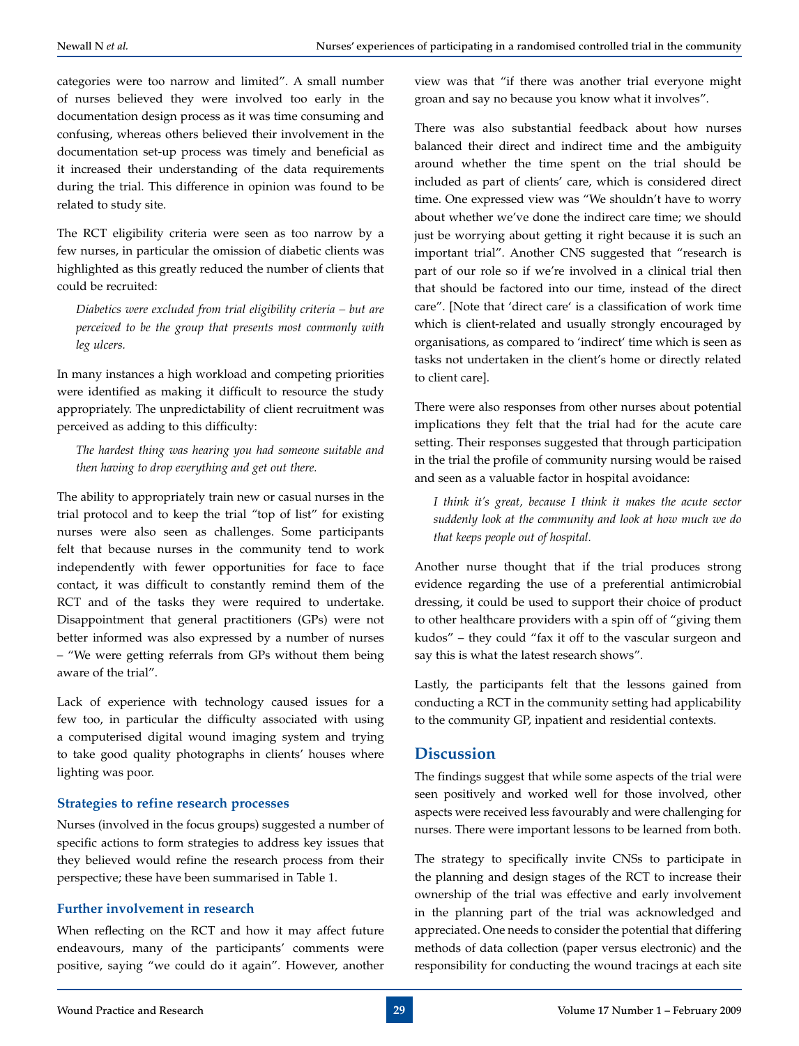categories were too narrow and limited". A small number of nurses believed they were involved too early in the documentation design process as it was time consuming and confusing, whereas others believed their involvement in the documentation set-up process was timely and beneficial as it increased their understanding of the data requirements during the trial. This difference in opinion was found to be related to study site.

The RCT eligibility criteria were seen as too narrow by a few nurses, in particular the omission of diabetic clients was highlighted as this greatly reduced the number of clients that could be recruited:

> *Diabetics were excluded from trial eligibility criteria – but are perceived to be the group that presents most commonly with leg ulcers.*

In many instances a high workload and competing priorities were identified as making it difficult to resource the study appropriately. The unpredictability of client recruitment was perceived as adding to this difficulty:

> *The hardest thing was hearing you had someone suitable and then having to drop everything and get out there.*

The ability to appropriately train new or casual nurses in the trial protocol and to keep the trial "top of list" for existing nurses were also seen as challenges. Some participants felt that because nurses in the community tend to work independently with fewer opportunities for face to face contact, it was difficult to constantly remind them of the RCT and of the tasks they were required to undertake. Disappointment that general practitioners (GPs) were not better informed was also expressed by a number of nurses – "We were getting referrals from GPs without them being aware of the trial".

Lack of experience with technology caused issues for a few too, in particular the difficulty associated with using a computerised digital wound imaging system and trying to take good quality photographs in clients' houses where lighting was poor.

### Strategies to refine research processes

Nurses (involved in the focus groups) suggested a number of specific actions to form strategies to address key issues that they believed would refine the research process from their perspective; these have been summarised in Table 1.

### Further involvement in research

When reflecting on the RCT and how it may affect future endeavours, many of the participants' comments were positive, saying "we could do it again". However, another view was that "if there was another trial everyone might groan and say no because you know what it involves".

There was also substantial feedback about how nurses balanced their direct and indirect time and the ambiguity around whether the time spent on the trial should be included as part of clients' care, which is considered direct time. One expressed view was "We shouldn't have to worry about whether we've done the indirect care time; we should just be worrying about getting it right because it is such an important trial". Another CNS suggested that "research is part of our role so if we're involved in a clinical trial then that should be factored into our time, instead of the direct care". [Note that 'direct care' is a classification of work time which is client-related and usually strongly encouraged by organisations, as compared to 'indirect' time which is seen as tasks not undertaken in the client's home or directly related to client care].

There were also responses from other nurses about potential implications they felt that the trial had for the acute care setting. Their responses suggested that through participation in the trial the profile of community nursing would be raised and seen as a valuable factor in hospital avoidance:

> *I think it's great, because I think it makes the acute sector suddenly look at the community and look at how much we do that keeps people out of hospital.*

Another nurse thought that if the trial produces strong evidence regarding the use of a preferential antimicrobial dressing, it could be used to support their choice of product to other healthcare providers with a spin off of "giving them kudos" – they could "fax it off to the vascular surgeon and say this is what the latest research shows".

Lastly, the participants felt that the lessons gained from conducting a RCT in the community setting had applicability to the community GP, inpatient and residential contexts.

## Discussion

The findings suggest that while some aspects of the trial were seen positively and worked well for those involved, other aspects were received less favourably and were challenging for nurses. There were important lessons to be learned from both.

The strategy to specifically invite CNSs to participate in the planning and design stages of the RCT to increase their ownership of the trial was effective and early involvement in the planning part of the trial was acknowledged and appreciated. One needs to consider the potential that differing methods of data collection (paper versus electronic) and the responsibility for conducting the wound tracings at each site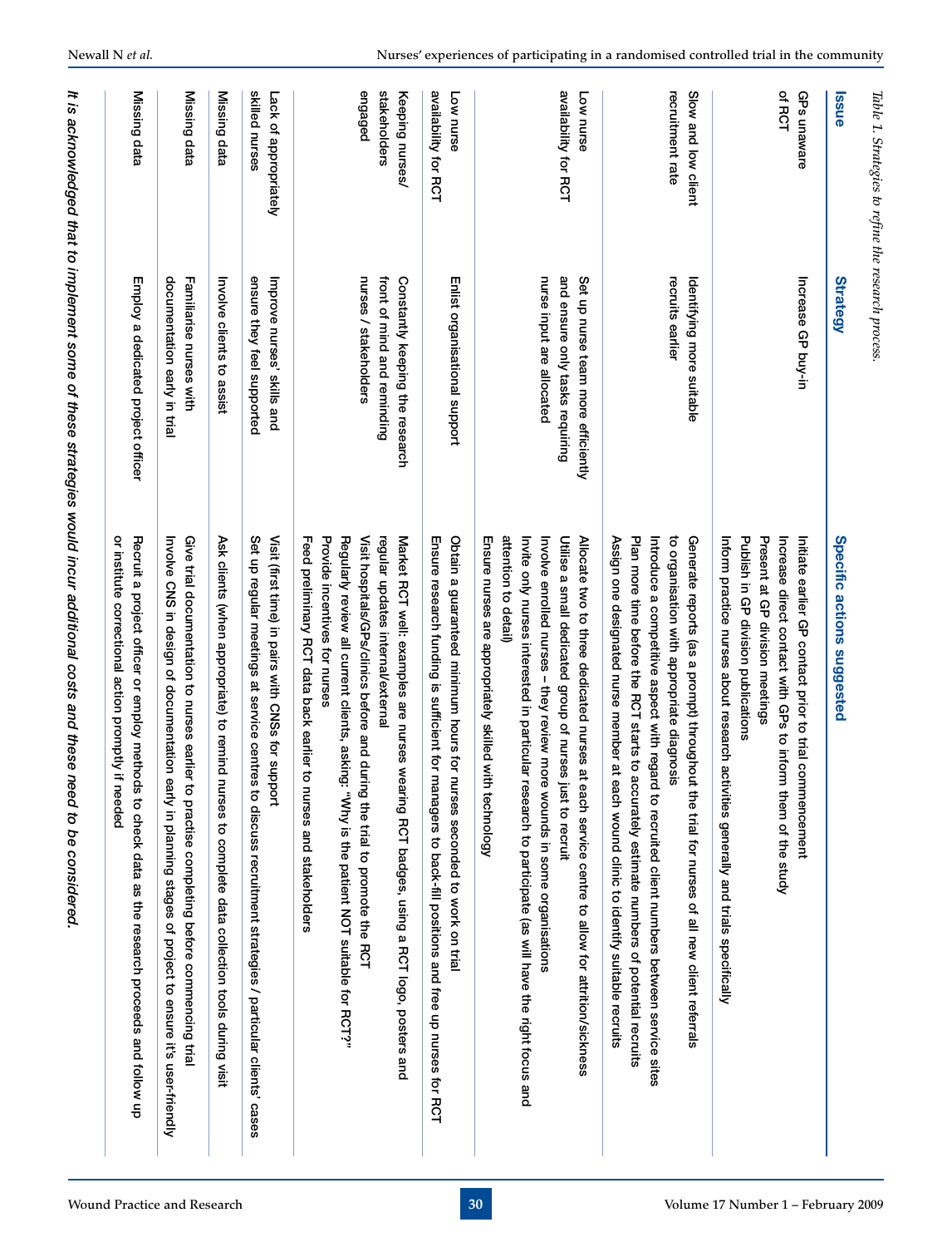*Table 1. Strategies to refine the research process.*

| Issue | Strategy | Specific actions suggested |
|---|---|---|
| GPs unaware of RCT | Increase GP buy-in | Initiate earlier GP contact prior to trial commencement<br>Increase direct contact with GPs to inform them of the study<br>Present at GP division meetings<br>Publish in GP division publications<br>Inform practice nurses about research activities generally and trials specifically |
| Slow and low client recruitment rate | Identifying more suitable recruits earlier | Generate reports (as a prompt) throughout the trial for nurses of all new client referrals to organisation with appropriate diagnosis<br>Introduce a competitive aspect with regard to recruited client numbers between service sites<br>Plan more time before the RCT starts to accurately estimate numbers of potential recruits<br>Assign one designated nurse member at each wound clinic to identify suitable recruits |
| Low nurse availability for RCT | Set up nurse team more efficiently and ensure only tasks requiring nurse input are allocated | Allocate two to three dedicated nurses at each service centre to allow for attrition/sickness<br>Utilise a small dedicated group of nurses just to recruit<br>Involve enrolled nurses – they review more wounds in some organisations<br>Invite only nurses interested in particular research to participate (as will have the right focus and attention to detail)<br>Ensure nurses are appropriately skilled with technology |
| Low nurse availability for RCT | Enlist organisational support | Obtain a guaranteed minimum hours for nurses seconded to work on trial<br>Ensure research funding is sufficient for managers to back-fill positions and free up nurses for RCT |
| Keeping nurses/ stakeholders engaged | Constantly keeping the research front of mind and reminding nurses / stakeholders | Market RCT well: examples are nurses wearing RCT badges, using a RCT logo, posters and regular updates internal/external<br>Visit hospitals/GPs/clinics before and during the trial to promote the RCT<br>Regularly review all current clients, asking: "Why is the patient NOT suitable for RCT?"<br>Provide incentives for nurses<br>Feed preliminary RCT data back earlier to nurses and stakeholders |
| Lack of appropriately skilled nurses | Improve nurses' skills and ensure they feel supported | Visit (first time) in pairs with CNSs for support<br>Set up regular meetings at service centres to discuss recruitment strategies / particular clients' cases |
| Missing data | Involve clients to assist | Ask clients (when appropriate) to remind nurses to complete data collection tools during visit |
| Missing data | Familiarise nurses with documentation early in trial | Give trial documentation to nurses earlier to practise completing before commencing trial<br>Involve CNS in design of documentation early in planning stages of project to ensure it's user-friendly |
| Missing data | Employ a dedicated project officer | Recruit a project officer or employ methods to check data as the research proceeds and follow up or institute correctional action promptly if needed |

***It is acknowledged that to implement some of these strategies would incur additional costs and these need to be considered.***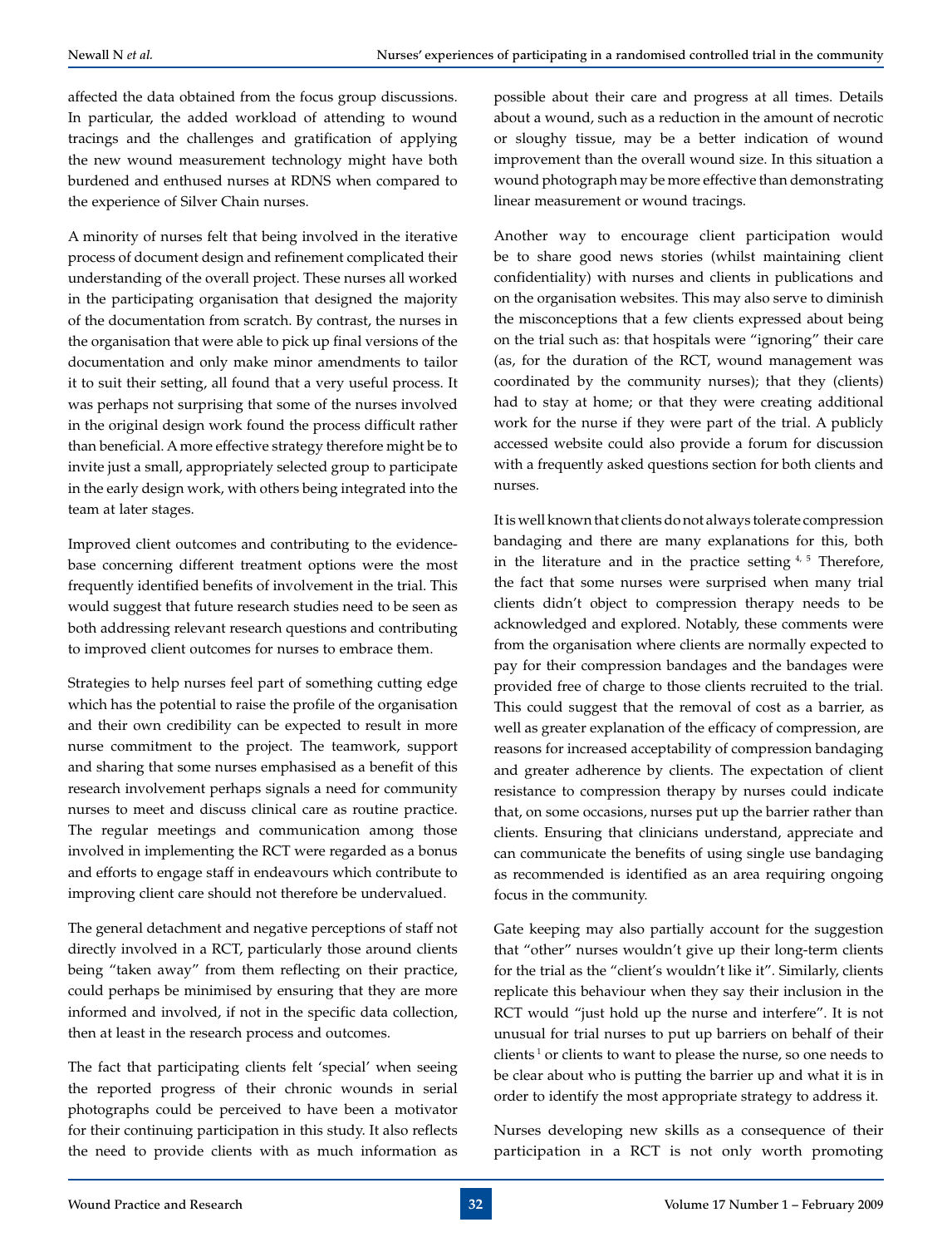affected the data obtained from the focus group discussions. In particular, the added workload of attending to wound tracings and the challenges and gratification of applying the new wound measurement technology might have both burdened and enthused nurses at RDNS when compared to the experience of Silver Chain nurses.

A minority of nurses felt that being involved in the iterative process of document design and refinement complicated their understanding of the overall project. These nurses all worked in the participating organisation that designed the majority of the documentation from scratch. By contrast, the nurses in the organisation that were able to pick up final versions of the documentation and only make minor amendments to tailor it to suit their setting, all found that a very useful process. It was perhaps not surprising that some of the nurses involved in the original design work found the process difficult rather than beneficial. A more effective strategy therefore might be to invite just a small, appropriately selected group to participate in the early design work, with others being integrated into the team at later stages.

Improved client outcomes and contributing to the evidence-base concerning different treatment options were the most frequently identified benefits of involvement in the trial. This would suggest that future research studies need to be seen as both addressing relevant research questions and contributing to improved client outcomes for nurses to embrace them.

Strategies to help nurses feel part of something cutting edge which has the potential to raise the profile of the organisation and their own credibility can be expected to result in more nurse commitment to the project. The teamwork, support and sharing that some nurses emphasised as a benefit of this research involvement perhaps signals a need for community nurses to meet and discuss clinical care as routine practice. The regular meetings and communication among those involved in implementing the RCT were regarded as a bonus and efforts to engage staff in endeavours which contribute to improving client care should not therefore be undervalued.

The general detachment and negative perceptions of staff not directly involved in a RCT, particularly those around clients being "taken away" from them reflecting on their practice, could perhaps be minimised by ensuring that they are more informed and involved, if not in the specific data collection, then at least in the research process and outcomes.

The fact that participating clients felt 'special' when seeing the reported progress of their chronic wounds in serial photographs could be perceived to have been a motivator for their continuing participation in this study. It also reflects the need to provide clients with as much information as possible about their care and progress at all times. Details about a wound, such as a reduction in the amount of necrotic or sloughy tissue, may be a better indication of wound improvement than the overall wound size. In this situation a wound photograph may be more effective than demonstrating linear measurement or wound tracings.

Another way to encourage client participation would be to share good news stories (whilst maintaining client confidentiality) with nurses and clients in publications and on the organisation websites. This may also serve to diminish the misconceptions that a few clients expressed about being on the trial such as: that hospitals were "ignoring" their care (as, for the duration of the RCT, wound management was coordinated by the community nurses); that they (clients) had to stay at home; or that they were creating additional work for the nurse if they were part of the trial. A publicly accessed website could also provide a forum for discussion with a frequently asked questions section for both clients and nurses.

It is well known that clients do not always tolerate compression bandaging and there are many explanations for this, both in the literature and in the practice setting [4, 5] Therefore, the fact that some nurses were surprised when many trial clients didn't object to compression therapy needs to be acknowledged and explored. Notably, these comments were from the organisation where clients are normally expected to pay for their compression bandages and the bandages were provided free of charge to those clients recruited to the trial. This could suggest that the removal of cost as a barrier, as well as greater explanation of the efficacy of compression, are reasons for increased acceptability of compression bandaging and greater adherence by clients. The expectation of client resistance to compression therapy by nurses could indicate that, on some occasions, nurses put up the barrier rather than clients. Ensuring that clinicians understand, appreciate and can communicate the benefits of using single use bandaging as recommended is identified as an area requiring ongoing focus in the community.

Gate keeping may also partially account for the suggestion that "other" nurses wouldn't give up their long-term clients for the trial as the "client's wouldn't like it". Similarly, clients replicate this behaviour when they say their inclusion in the RCT would "just hold up the nurse and interfere". It is not unusual for trial nurses to put up barriers on behalf of their clients [1] or clients to want to please the nurse, so one needs to be clear about who is putting the barrier up and what it is in order to identify the most appropriate strategy to address it.

Nurses developing new skills as a consequence of their participation in a RCT is not only worth promoting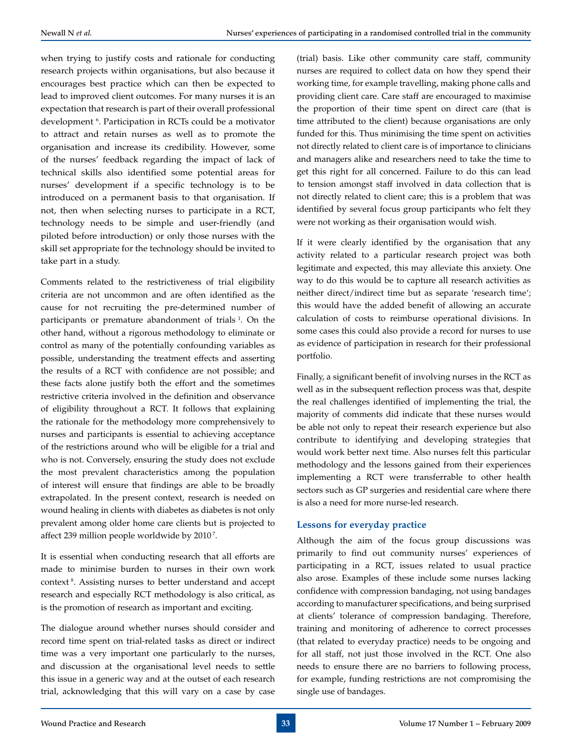when trying to justify costs and rationale for conducting research projects within organisations, but also because it encourages best practice which can then be expected to lead to improved client outcomes. For many nurses it is an expectation that research is part of their overall professional development [6]. Participation in RCTs could be a motivator to attract and retain nurses as well as to promote the organisation and increase its credibility. However, some of the nurses' feedback regarding the impact of lack of technical skills also identified some potential areas for nurses' development if a specific technology is to be introduced on a permanent basis to that organisation. If not, then when selecting nurses to participate in a RCT, technology needs to be simple and user-friendly (and piloted before introduction) or only those nurses with the skill set appropriate for the technology should be invited to take part in a study.

Comments related to the restrictiveness of trial eligibility criteria are not uncommon and are often identified as the cause for not recruiting the pre-determined number of participants or premature abandonment of trials [1]. On the other hand, without a rigorous methodology to eliminate or control as many of the potentially confounding variables as possible, understanding the treatment effects and asserting the results of a RCT with confidence are not possible; and these facts alone justify both the effort and the sometimes restrictive criteria involved in the definition and observance of eligibility throughout a RCT. It follows that explaining the rationale for the methodology more comprehensively to nurses and participants is essential to achieving acceptance of the restrictions around who will be eligible for a trial and who is not. Conversely, ensuring the study does not exclude the most prevalent characteristics among the population of interest will ensure that findings are able to be broadly extrapolated. In the present context, research is needed on wound healing in clients with diabetes as diabetes is not only prevalent among older home care clients but is projected to affect 239 million people worldwide by 2010 [7].

It is essential when conducting research that all efforts are made to minimise burden to nurses in their own work context [8]. Assisting nurses to better understand and accept research and especially RCT methodology is also critical, as is the promotion of research as important and exciting.

The dialogue around whether nurses should consider and record time spent on trial-related tasks as direct or indirect time was a very important one particularly to the nurses, and discussion at the organisational level needs to settle this issue in a generic way and at the outset of each research trial, acknowledging that this will vary on a case by case (trial) basis. Like other community care staff, community nurses are required to collect data on how they spend their working time, for example travelling, making phone calls and providing client care. Care staff are encouraged to maximise the proportion of their time spent on direct care (that is time attributed to the client) because organisations are only funded for this. Thus minimising the time spent on activities not directly related to client care is of importance to clinicians and managers alike and researchers need to take the time to get this right for all concerned. Failure to do this can lead to tension amongst staff involved in data collection that is not directly related to client care; this is a problem that was identified by several focus group participants who felt they were not working as their organisation would wish.

If it were clearly identified by the organisation that any activity related to a particular research project was both legitimate and expected, this may alleviate this anxiety. One way to do this would be to capture all research activities as neither direct/indirect time but as separate 'research time'; this would have the added benefit of allowing an accurate calculation of costs to reimburse operational divisions. In some cases this could also provide a record for nurses to use as evidence of participation in research for their professional portfolio.

Finally, a significant benefit of involving nurses in the RCT as well as in the subsequent reflection process was that, despite the real challenges identified of implementing the trial, the majority of comments did indicate that these nurses would be able not only to repeat their research experience but also contribute to identifying and developing strategies that would work better next time. Also nurses felt this particular methodology and the lessons gained from their experiences implementing a RCT were transferrable to other health sectors such as GP surgeries and residential care where there is also a need for more nurse-led research.

### Lessons for everyday practice

Although the aim of the focus group discussions was primarily to find out community nurses' experiences of participating in a RCT, issues related to usual practice also arose. Examples of these include some nurses lacking confidence with compression bandaging, not using bandages according to manufacturer specifications, and being surprised at clients' tolerance of compression bandaging. Therefore, training and monitoring of adherence to correct processes (that related to everyday practice) needs to be ongoing and for all staff, not just those involved in the RCT. One also needs to ensure there are no barriers to following process, for example, funding restrictions are not compromising the single use of bandages.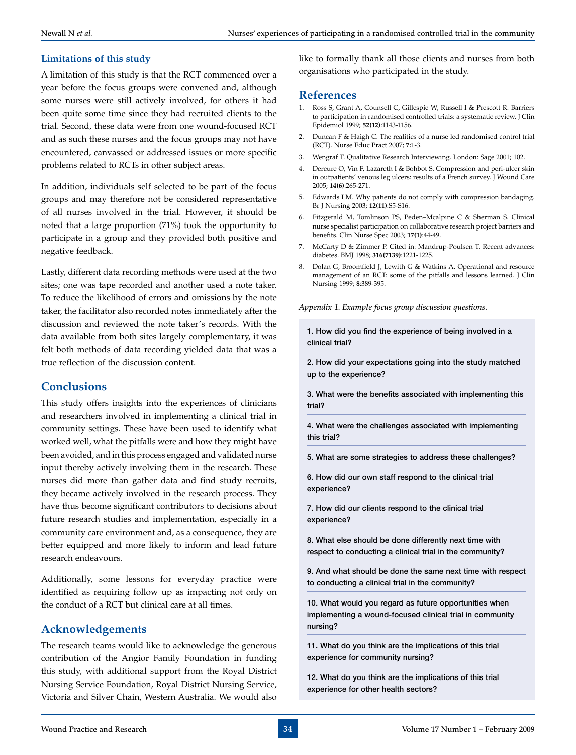## Limitations of this study

A limitation of this study is that the RCT commenced over a year before the focus groups were convened and, although some nurses were still actively involved, for others it had been quite some time since they had recruited clients to the trial. Second, these data were from one wound-focused RCT and as such these nurses and the focus groups may not have encountered, canvassed or addressed issues or more specific problems related to RCTs in other subject areas.

In addition, individuals self selected to be part of the focus groups and may therefore not be considered representative of all nurses involved in the trial. However, it should be noted that a large proportion (71%) took the opportunity to participate in a group and they provided both positive and negative feedback.

Lastly, different data recording methods were used at the two sites; one was tape recorded and another used a note taker. To reduce the likelihood of errors and omissions by the note taker, the facilitator also recorded notes immediately after the discussion and reviewed the note taker's records. With the data available from both sites largely complementary, it was felt both methods of data recording yielded data that was a true reflection of the discussion content.

## Conclusions

This study offers insights into the experiences of clinicians and researchers involved in implementing a clinical trial in community settings. These have been used to identify what worked well, what the pitfalls were and how they might have been avoided, and in this process engaged and validated nurse input thereby actively involving them in the research. These nurses did more than gather data and find study recruits, they became actively involved in the research process. They have thus become significant contributors to decisions about future research studies and implementation, especially in a community care environment and, as a consequence, they are better equipped and more likely to inform and lead future research endeavours.

Additionally, some lessons for everyday practice were identified as requiring follow up as impacting not only on the conduct of a RCT but clinical care at all times.

## Acknowledgements

The research teams would like to acknowledge the generous contribution of the Angior Family Foundation in funding this study, with additional support from the Royal District Nursing Service Foundation, Royal District Nursing Service, Victoria and Silver Chain, Western Australia. We would also like to formally thank all those clients and nurses from both organisations who participated in the study.

## References

1. Ross S, Grant A, Counsell C, Gillespie W, Russell I & Prescott R. Barriers to participation in randomised controlled trials: a systematic review. J Clin Epidemiol 1999; **52(12)**:1143-1156.
2. Duncan F & Haigh C. The realities of a nurse led randomised control trial (RCT). Nurse Educ Pract 2007; **7**:1-3.
3. Wengraf T. Qualitative Research Interviewing. London: Sage 2001; 102.
4. Dereure O, Vin F, Lazareth I & Bohbot S. Compression and peri-ulcer skin in outpatients' venous leg ulcers: results of a French survey. J Wound Care 2005; **14(6)**:265-271.
5. Edwards LM. Why patients do not comply with compression bandaging. Br J Nursing 2003; **12(11)**:S5-S16.
6. Fitzgerald M, Tomlinson PS, Peden–Mcalpine C & Sherman S. Clinical nurse specialist participation on collaborative research project barriers and benefits. Clin Nurse Spec 2003; **17(1)**:44-49.
7. McCarty D & Zimmer P. Cited in: Mandrup-Poulsen T. Recent advances: diabetes. BMJ 1998; **316(7139)**:1221-1225.
8. Dolan G, Broomfield J, Lewith G & Watkins A. Operational and resource management of an RCT: some of the pitfalls and lessons learned. J Clin Nursing 1999; **8**:389-395.

*Appendix 1. Example focus group discussion questions.*

1. How did you find the experience of being involved in a clinical trial?
2. How did your expectations going into the study matched up to the experience?
3. What were the benefits associated with implementing this trial?
4. What were the challenges associated with implementing this trial?
5. What are some strategies to address these challenges?
6. How did our own staff respond to the clinical trial experience?
7. How did our clients respond to the clinical trial experience?
8. What else should be done differently next time with respect to conducting a clinical trial in the community?
9. And what should be done the same next time with respect to conducting a clinical trial in the community?
10. What would you regard as future opportunities when implementing a wound-focused clinical trial in community nursing?
11. What do you think are the implications of this trial experience for community nursing?
12. What do you think are the implications of this trial experience for other health sectors?